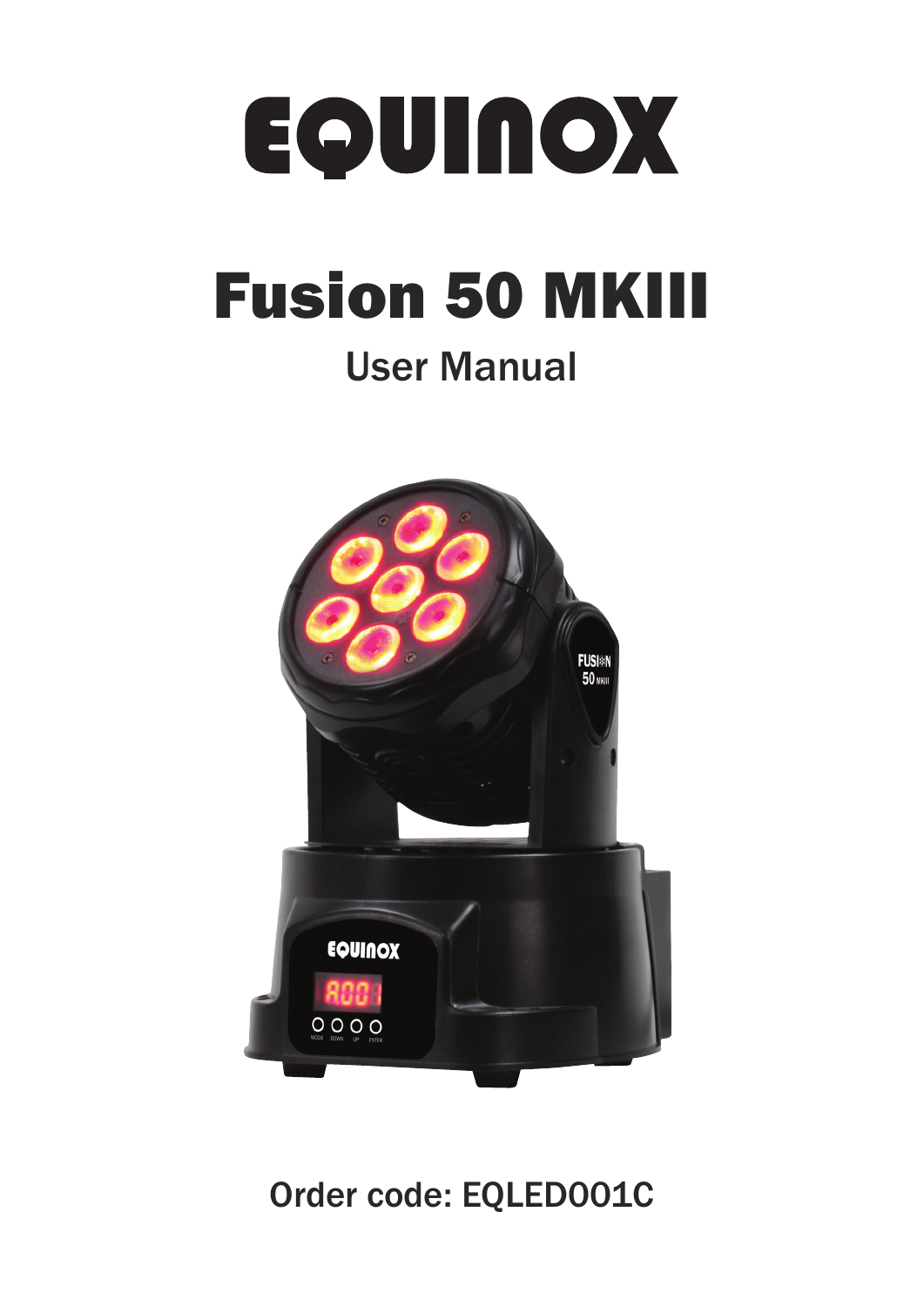# EQUINOX

# Fusion 50 MKIII

## User Manual

Order code: EQLED001C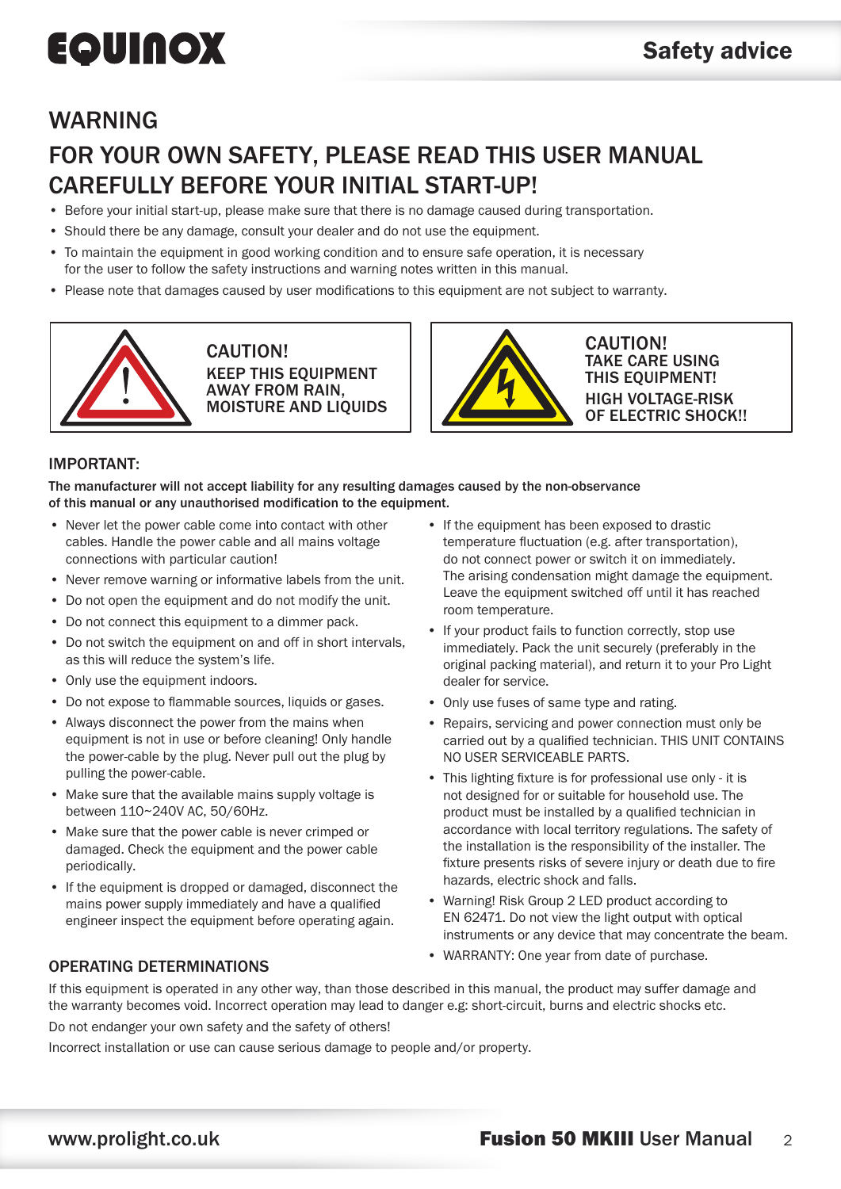# Safety advice

## WARNING

## FOR YOUR OWN SAFETY, PLEASE READ THIS USER MANUAL CAREFULLY BEFORE YOUR INITIAL START-UP!

- Before your initial start-up, please make sure that there is no damage caused during transportation.
- Should there be any damage, consult your dealer and do not use the equipment.
- To maintain the equipment in good working condition and to ensure safe operation, it is necessary for the user to follow the safety instructions and warning notes written in this manual.
- Please note that damages caused by user modifications to this equipment are not subject to warranty.

**CAUTION!**
**KEEP THIS EQUIPMENT AWAY FROM RAIN, MOISTURE AND LIQUIDS**

**CAUTION!**
**TAKE CARE USING THIS EQUIPMENT!**
**HIGH VOLTAGE-RISK OF ELECTRIC SHOCK!!**

### IMPORTANT:

**The manufacturer will not accept liability for any resulting damages caused by the non-observance of this manual or any unauthorised modification to the equipment.**

- Never let the power cable come into contact with other cables. Handle the power cable and all mains voltage connections with particular caution!
- Never remove warning or informative labels from the unit.
- Do not open the equipment and do not modify the unit.
- Do not connect this equipment to a dimmer pack.
- Do not switch the equipment on and off in short intervals, as this will reduce the system's life.
- Only use the equipment indoors.
- Do not expose to flammable sources, liquids or gases.
- Always disconnect the power from the mains when equipment is not in use or before cleaning! Only handle the power-cable by the plug. Never pull out the plug by pulling the power-cable.
- Make sure that the available mains supply voltage is between 110~240V AC, 50/60Hz.
- Make sure that the power cable is never crimped or damaged. Check the equipment and the power cable periodically.
- If the equipment is dropped or damaged, disconnect the mains power supply immediately and have a qualified engineer inspect the equipment before operating again.
- If the equipment has been exposed to drastic temperature fluctuation (e.g. after transportation), do not connect power or switch it on immediately. The arising condensation might damage the equipment. Leave the equipment switched off until it has reached room temperature.
- If your product fails to function correctly, stop use immediately. Pack the unit securely (preferably in the original packing material), and return it to your Pro Light dealer for service.
- Only use fuses of same type and rating.
- Repairs, servicing and power connection must only be carried out by a qualified technician. THIS UNIT CONTAINS NO USER SERVICEABLE PARTS.
- This lighting fixture is for professional use only - it is not designed for or suitable for household use. The product must be installed by a qualified technician in accordance with local territory regulations. The safety of the installation is the responsibility of the installer. The fixture presents risks of severe injury or death due to fire hazards, electric shock and falls.
- Warning! Risk Group 2 LED product according to EN 62471. Do not view the light output with optical instruments or any device that may concentrate the beam.
- WARRANTY: One year from date of purchase.

### OPERATING DETERMINATIONS

If this equipment is operated in any other way, than those described in this manual, the product may suffer damage and the warranty becomes void. Incorrect operation may lead to danger e.g: short-circuit, burns and electric shocks etc.

Do not endanger your own safety and the safety of others!

Incorrect installation or use can cause serious damage to people and/or property.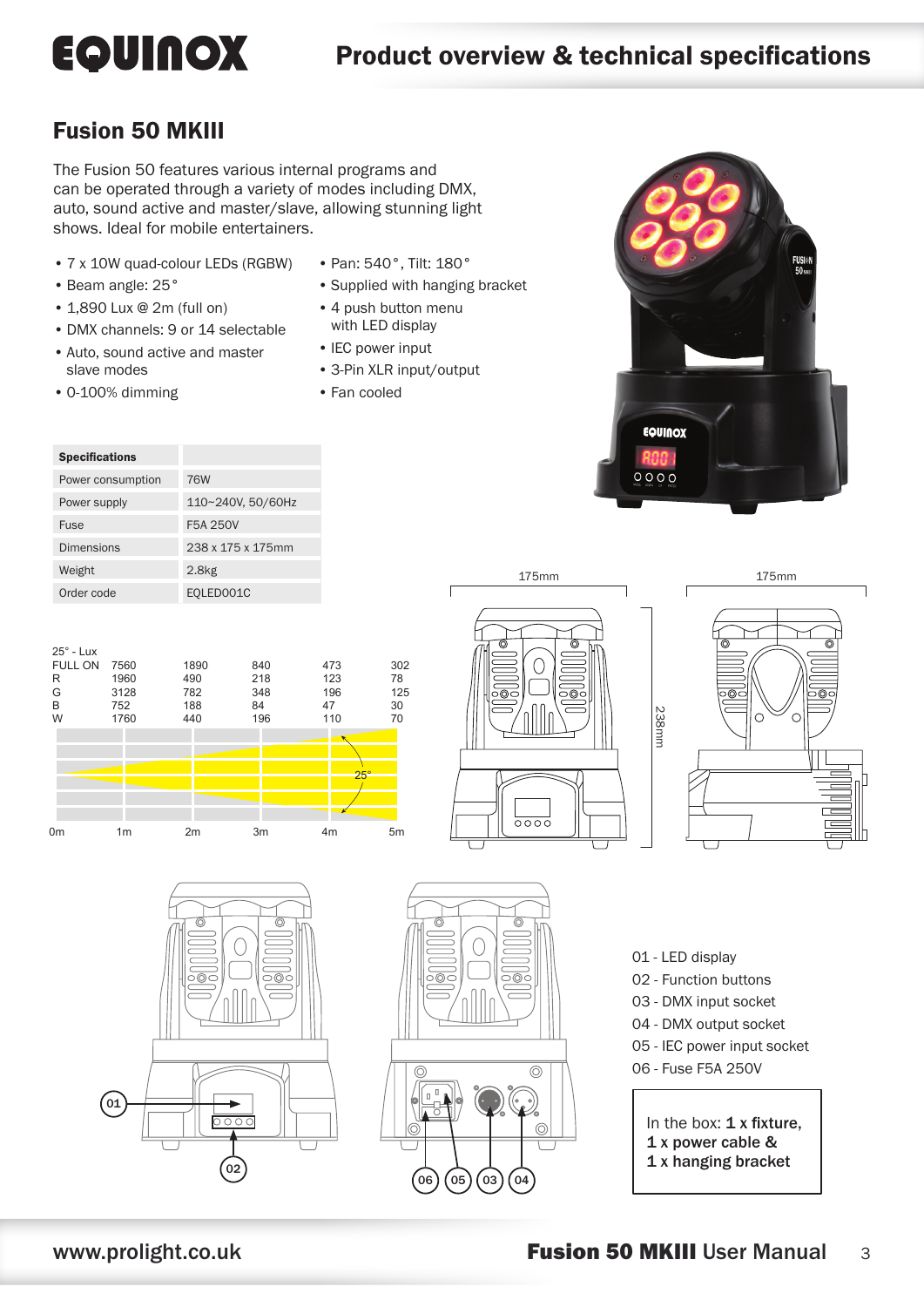# Product overview & technical specifications

## Fusion 50 MKIII

The Fusion 50 features various internal programs and can be operated through a variety of modes including DMX, auto, sound active and master/slave, allowing stunning light shows. Ideal for mobile entertainers.

- 7 x 10W quad-colour LEDs (RGBW)
- Beam angle: 25°
- 1,890 Lux @ 2m (full on)
- DMX channels: 9 or 14 selectable
- Auto, sound active and master slave modes
- 0-100% dimming
- Pan: 540°, Tilt: 180°
- Supplied with hanging bracket
- 4 push button menu with LED display
- IEC power input
- 3-Pin XLR input/output
- Fan cooled

| Specifications | |
|---|---|
| Power consumption | 76W |
| Power supply | 110~240V, 50/60Hz |
| Fuse | F5A 250V |
| Dimensions | 238 x 175 x 175mm |
| Weight | 2.8kg |
| Order code | EQLED001C |

| 25° - Lux | 1m | 2m | 3m | 4m | 5m |
|---|---|---|---|---|---|
| FULL ON | 7560 | 1890 | 840 | 473 | 302 |
| R | 1960 | 490 | 218 | 123 | 78 |
| G | 3128 | 782 | 348 | 196 | 125 |
| B | 752 | 188 | 84 | 47 | 30 |
| W | 1760 | 440 | 196 | 110 | 70 |

01 - LED display
02 - Function buttons
03 - DMX input socket
04 - DMX output socket
05 - IEC power input socket
06 - Fuse F5A 250V

In the box: **1 x fixture, 1 x power cable & 1 x hanging bracket**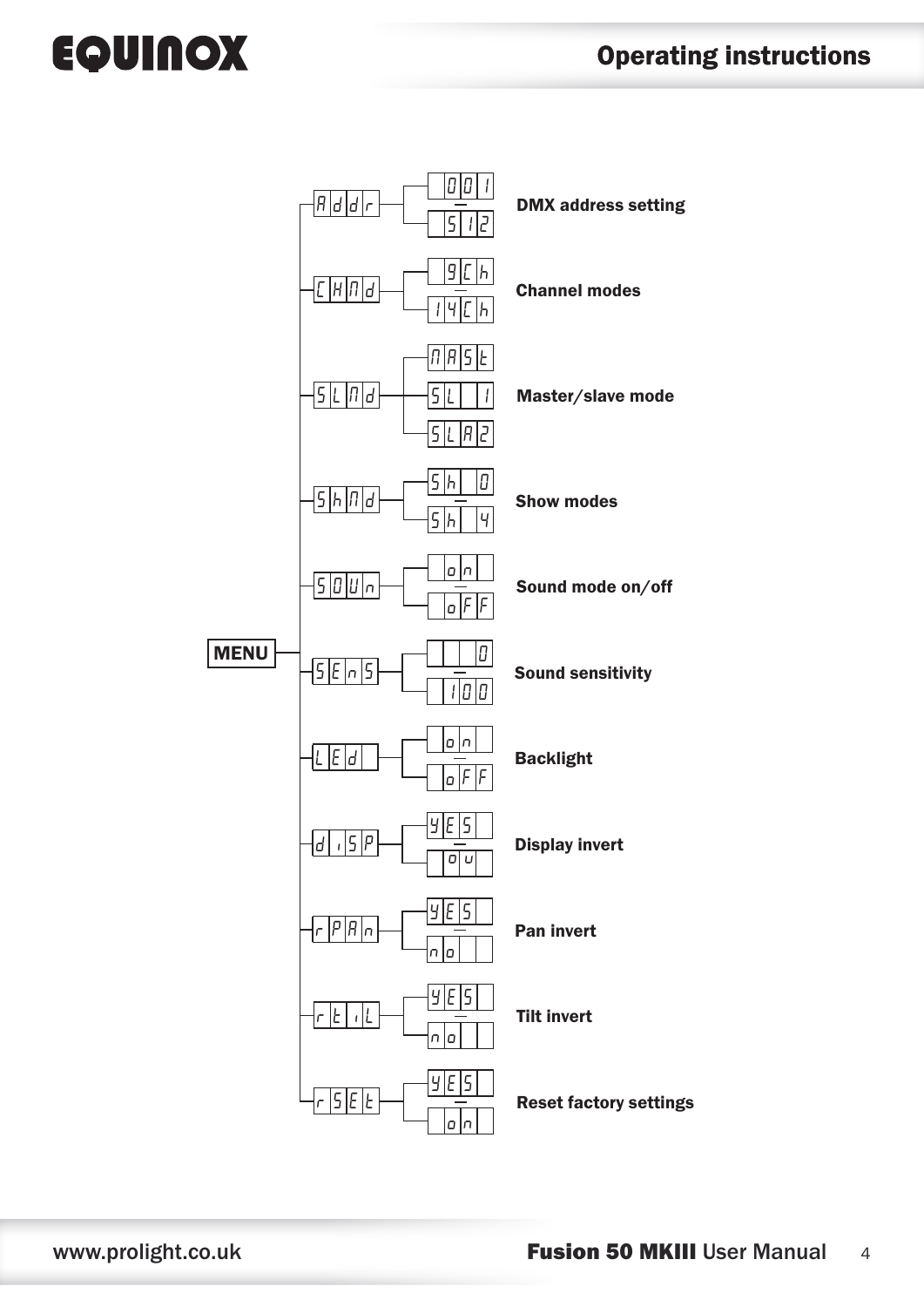**MENU**

| Menu | Options | Function |
| --- | --- | --- |
| Addr | 001 – 512 | DMX address setting |
| CHNd | 9Ch – 14Ch | Channel modes |
| SLNd | NASt / SL 1 / SLA2 | Master/slave mode |
| ShNd | Sh 0 – Sh 4 | Show modes |
| SOUn | on – oFF | Sound mode on/off |
| SEnS | 0 – 100 | Sound sensitivity |
| LEd | on – oFF | Backlight |
| disP | YES – ou | Display invert |
| rPAn | YES – no | Pan invert |
| rtiL | YES – no | Tilt invert |
| rSEt | YES – on | Reset factory settings |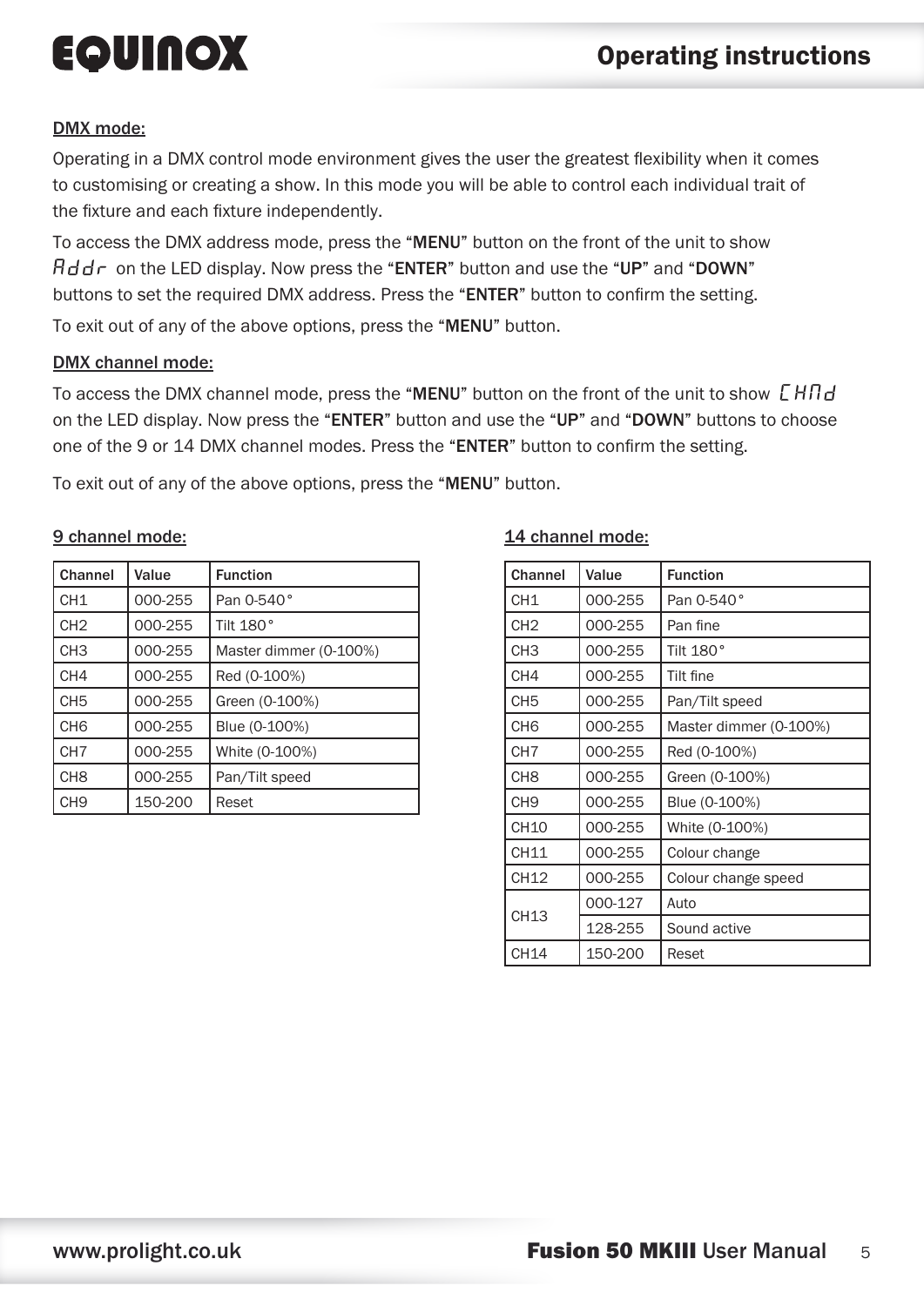## DMX mode:

Operating in a DMX control mode environment gives the user the greatest flexibility when it comes to customising or creating a show. In this mode you will be able to control each individual trait of the fixture and each fixture independently.

To access the DMX address mode, press the "**MENU**" button on the front of the unit to show Addr on the LED display. Now press the "**ENTER**" button and use the "**UP**" and "**DOWN**" buttons to set the required DMX address. Press the "**ENTER**" button to confirm the setting.

To exit out of any of the above options, press the "**MENU**" button.

## DMX channel mode:

To access the DMX channel mode, press the "**MENU**" button on the front of the unit to show CHMd on the LED display. Now press the "**ENTER**" button and use the "**UP**" and "**DOWN**" buttons to choose one of the 9 or 14 DMX channel modes. Press the "**ENTER**" button to confirm the setting.

To exit out of any of the above options, press the "**MENU**" button.

### 9 channel mode:

| Channel | Value | Function |
|---|---|---|
| CH1 | 000-255 | Pan 0-540° |
| CH2 | 000-255 | Tilt 180° |
| CH3 | 000-255 | Master dimmer (0-100%) |
| CH4 | 000-255 | Red (0-100%) |
| CH5 | 000-255 | Green (0-100%) |
| CH6 | 000-255 | Blue (0-100%) |
| CH7 | 000-255 | White (0-100%) |
| CH8 | 000-255 | Pan/Tilt speed |
| CH9 | 150-200 | Reset |

### 14 channel mode:

| Channel | Value | Function |
|---|---|---|
| CH1 | 000-255 | Pan 0-540° |
| CH2 | 000-255 | Pan fine |
| CH3 | 000-255 | Tilt 180° |
| CH4 | 000-255 | Tilt fine |
| CH5 | 000-255 | Pan/Tilt speed |
| CH6 | 000-255 | Master dimmer (0-100%) |
| CH7 | 000-255 | Red (0-100%) |
| CH8 | 000-255 | Green (0-100%) |
| CH9 | 000-255 | Blue (0-100%) |
| CH10 | 000-255 | White (0-100%) |
| CH11 | 000-255 | Colour change |
| CH12 | 000-255 | Colour change speed |
| CH13 | 000-127 | Auto |
| | 128-255 | Sound active |
| CH14 | 150-200 | Reset |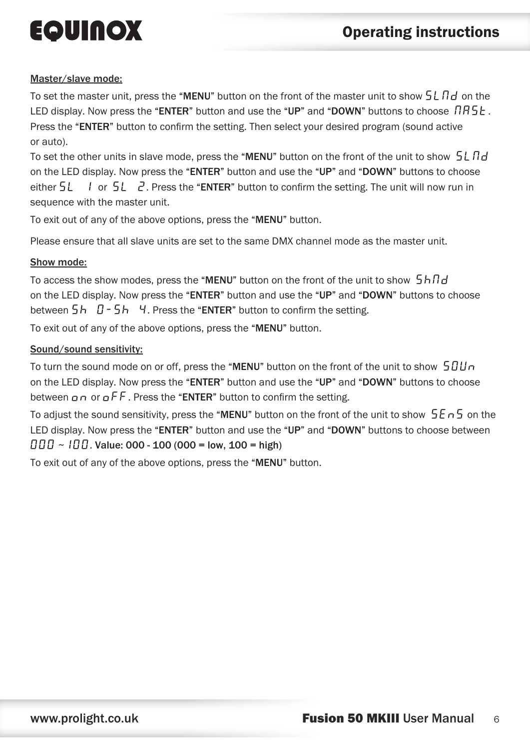Master/slave mode:

To set the master unit, press the "**MENU**" button on the front of the master unit to show SLMd on the LED display. Now press the "**ENTER**" button and use the "**UP**" and "**DOWN**" buttons to choose MASt. Press the "**ENTER**" button to confirm the setting. Then select your desired program (sound active or auto).

To set the other units in slave mode, press the "**MENU**" button on the front of the unit to show SLMd on the LED display. Now press the "**ENTER**" button and use the "**UP**" and "**DOWN**" buttons to choose either SL 1 or SL 2. Press the "**ENTER**" button to confirm the setting. The unit will now run in sequence with the master unit.

To exit out of any of the above options, press the "**MENU**" button.

Please ensure that all slave units are set to the same DMX channel mode as the master unit.

Show mode:

To access the show modes, press the "**MENU**" button on the front of the unit to show ShMd on the LED display. Now press the "**ENTER**" button and use the "**UP**" and "**DOWN**" buttons to choose between Sh 0-Sh 4. Press the "**ENTER**" button to confirm the setting.

To exit out of any of the above options, press the "**MENU**" button.

Sound/sound sensitivity:

To turn the sound mode on or off, press the "**MENU**" button on the front of the unit to show SOUn on the LED display. Now press the "**ENTER**" button and use the "**UP**" and "**DOWN**" buttons to choose between on or oFF. Press the "**ENTER**" button to confirm the setting.

To adjust the sound sensitivity, press the "**MENU**" button on the front of the unit to show SEnS on the LED display. Now press the "**ENTER**" button and use the "**UP**" and "**DOWN**" buttons to choose between 000 ~ 100. **Value: 000 - 100 (000 = low, 100 = high**)

To exit out of any of the above options, press the "**MENU**" button.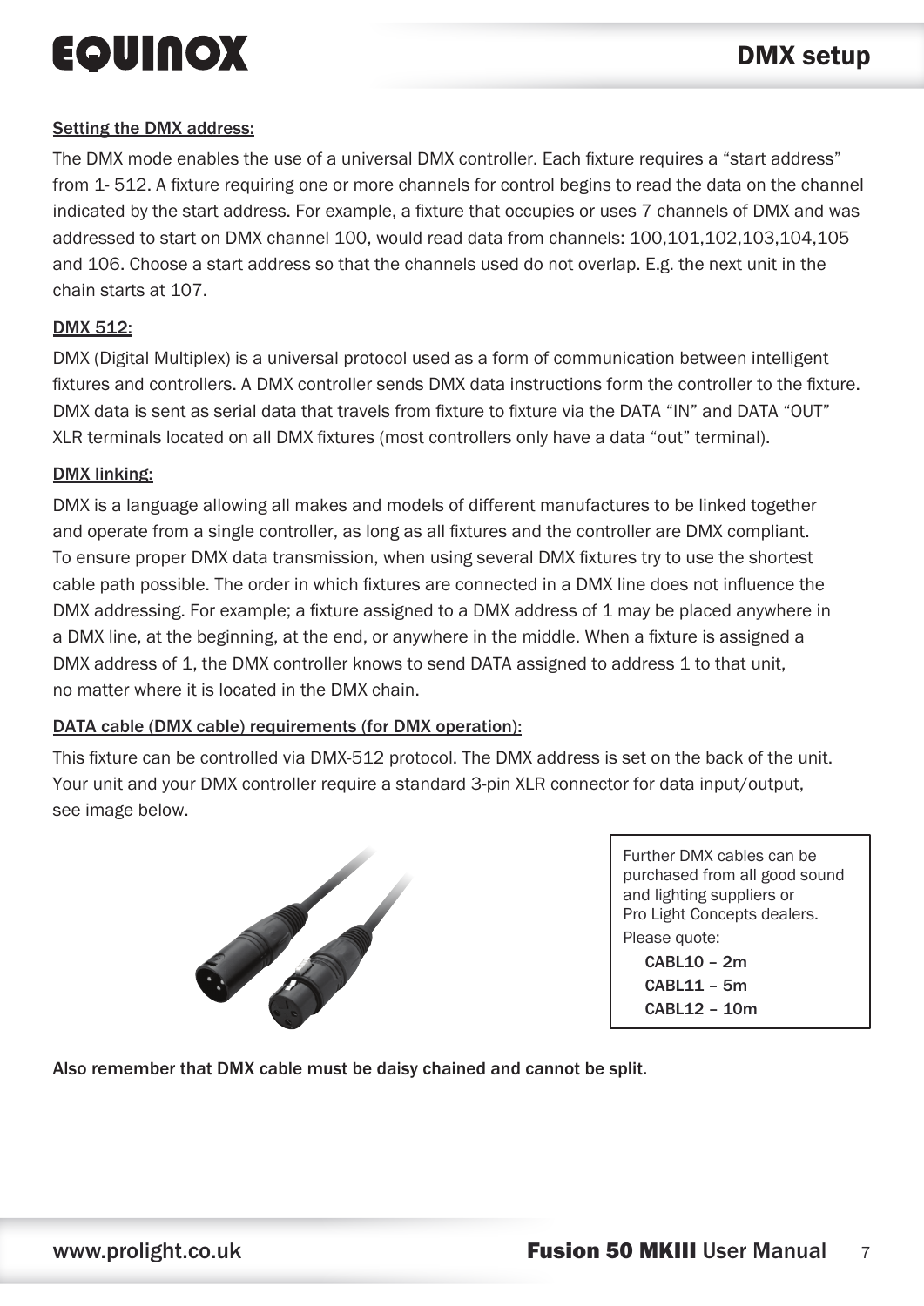# DMX setup

### Setting the DMX address:

The DMX mode enables the use of a universal DMX controller. Each fixture requires a "start address" from 1- 512. A fixture requiring one or more channels for control begins to read the data on the channel indicated by the start address. For example, a fixture that occupies or uses 7 channels of DMX and was addressed to start on DMX channel 100, would read data from channels: 100,101,102,103,104,105 and 106. Choose a start address so that the channels used do not overlap. E.g. the next unit in the chain starts at 107.

### DMX 512:

DMX (Digital Multiplex) is a universal protocol used as a form of communication between intelligent fixtures and controllers. A DMX controller sends DMX data instructions form the controller to the fixture. DMX data is sent as serial data that travels from fixture to fixture via the DATA "IN" and DATA "OUT" XLR terminals located on all DMX fixtures (most controllers only have a data "out" terminal).

### DMX linking:

DMX is a language allowing all makes and models of different manufactures to be linked together and operate from a single controller, as long as all fixtures and the controller are DMX compliant. To ensure proper DMX data transmission, when using several DMX fixtures try to use the shortest cable path possible. The order in which fixtures are connected in a DMX line does not influence the DMX addressing. For example; a fixture assigned to a DMX address of 1 may be placed anywhere in a DMX line, at the beginning, at the end, or anywhere in the middle. When a fixture is assigned a DMX address of 1, the DMX controller knows to send DATA assigned to address 1 to that unit, no matter where it is located in the DMX chain.

### DATA cable (DMX cable) requirements (for DMX operation):

This fixture can be controlled via DMX-512 protocol. The DMX address is set on the back of the unit. Your unit and your DMX controller require a standard 3-pin XLR connector for data input/output, see image below.

Further DMX cables can be purchased from all good sound and lighting suppliers or Pro Light Concepts dealers.
Please quote:

- CABL10 – 2m
- CABL11 – 5m
- CABL12 – 10m

**Also remember that DMX cable must be daisy chained and cannot be split.**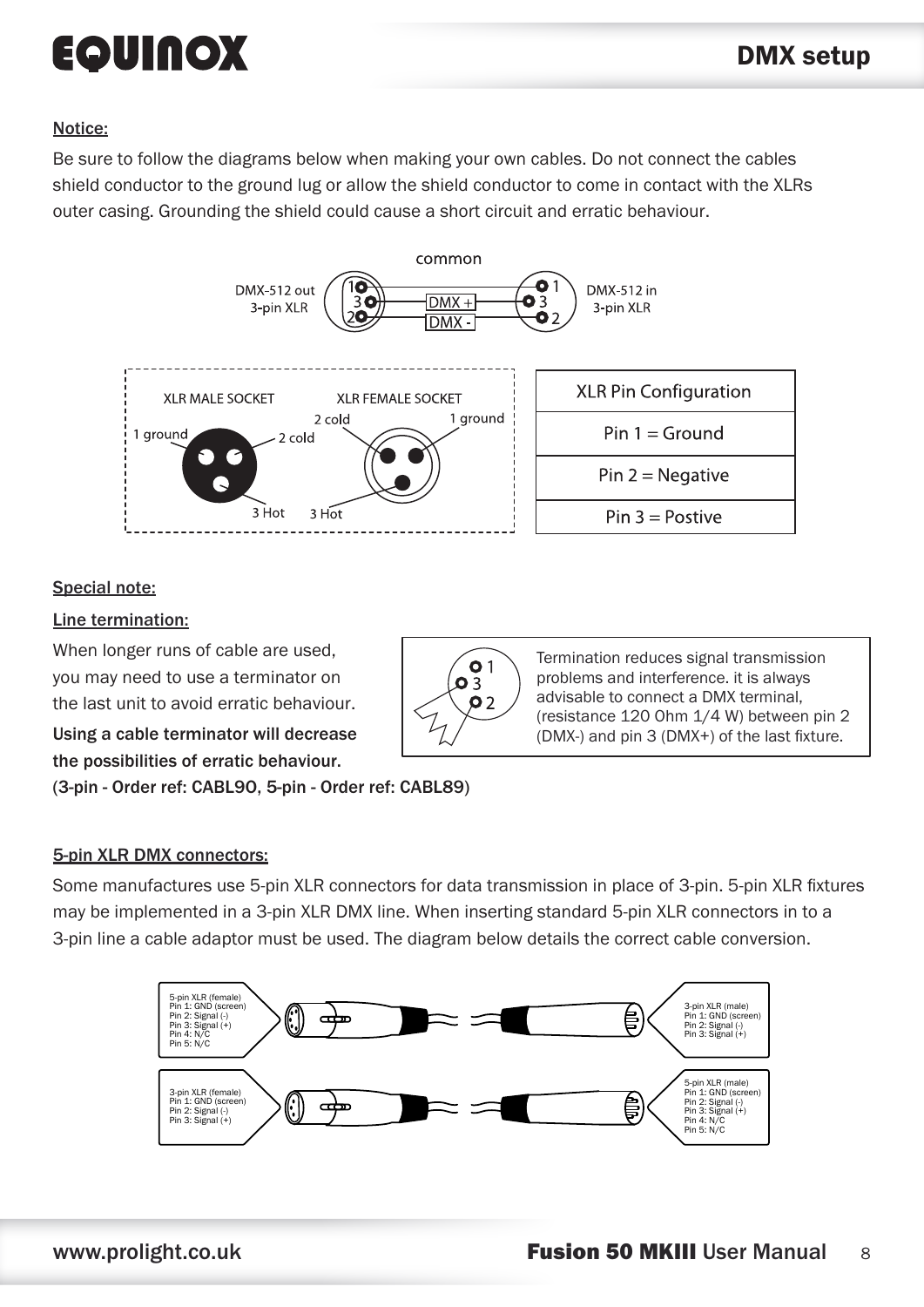Notice:

Be sure to follow the diagrams below when making your own cables. Do not connect the cables shield conductor to the ground lug or allow the shield conductor to come in contact with the XLRs outer casing. Grounding the shield could cause a short circuit and erratic behaviour.

common

DMX-512 out 3-pin XLR — 1, 3, 2 — DMX + — DMX - — 1, 3, 2 — DMX-512 in 3-pin XLR

XLR MALE SOCKET: 1 ground, 2 cold, 3 Hot

XLR FEMALE SOCKET: 2 cold, 1 ground, 3 Hot

| XLR Pin Configuration |
|---|
| Pin 1 = Ground |
| Pin 2 = Negative |
| Pin 3 = Postive |

Special note:

Line termination:

When longer runs of cable are used, you may need to use a terminator on the last unit to avoid erratic behaviour.

**Using a cable terminator will decrease the possibilities of erratic behaviour.**
**(3-pin - Order ref: CABL90, 5-pin - Order ref: CABL89)**

Termination reduces signal transmission problems and interference. it is always advisable to connect a DMX terminal, (resistance 120 Ohm 1/4 W) between pin 2 (DMX-) and pin 3 (DMX+) of the last fixture.

5-pin XLR DMX connectors:

Some manufactures use 5-pin XLR connectors for data transmission in place of 3-pin. 5-pin XLR fixtures may be implemented in a 3-pin XLR DMX line. When inserting standard 5-pin XLR connectors in to a 3-pin line a cable adaptor must be used. The diagram below details the correct cable conversion.

5-pin XLR (female)
Pin 1: GND (screen)
Pin 2: Signal (-)
Pin 3: Signal (+)
Pin 4: N/C
Pin 5: N/C

3-pin XLR (male)
Pin 1: GND (screen)
Pin 2: Signal (-)
Pin 3: Signal (+)

3-pin XLR (female)
Pin 1: GND (screen)
Pin 2: Signal (-)
Pin 3: Signal (+)

5-pin XLR (male)
Pin 1: GND (screen)
Pin 2: Signal (-)
Pin 3: Signal (+)
Pin 4: N/C
Pin 5: N/C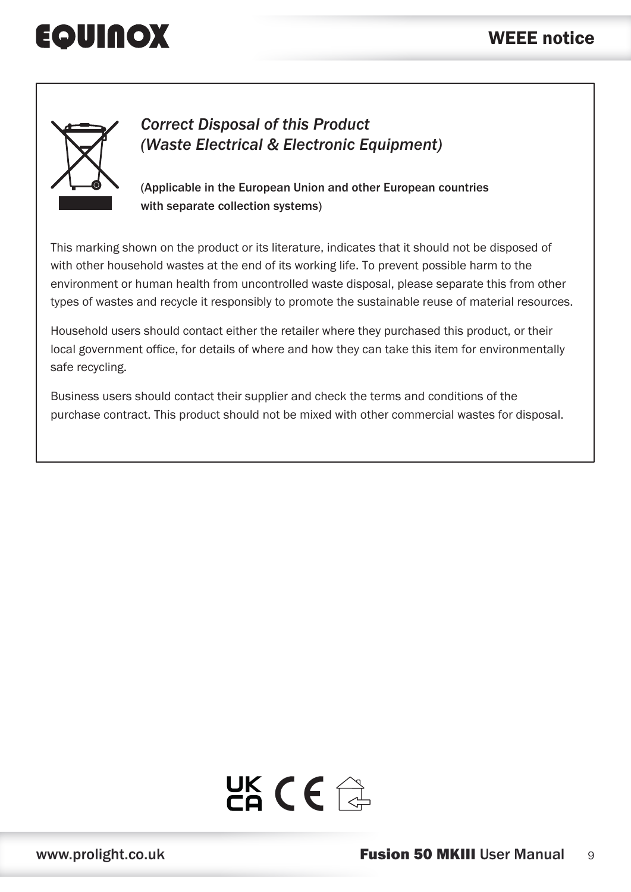# WEEE notice

*Correct Disposal of this Product*
*(Waste Electrical & Electronic Equipment)*

(Applicable in the European Union and other European countries with separate collection systems)

This marking shown on the product or its literature, indicates that it should not be disposed of with other household wastes at the end of its working life. To prevent possible harm to the environment or human health from uncontrolled waste disposal, please separate this from other types of wastes and recycle it responsibly to promote the sustainable reuse of material resources.

Household users should contact either the retailer where they purchased this product, or their local government office, for details of where and how they can take this item for environmentally safe recycling.

Business users should contact their supplier and check the terms and conditions of the purchase contract. This product should not be mixed with other commercial wastes for disposal.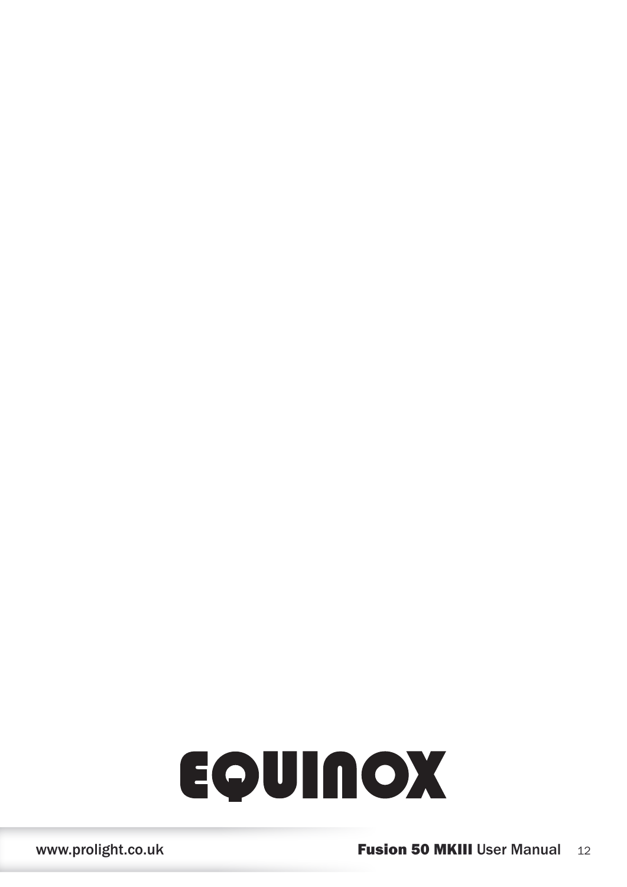EQUINOX